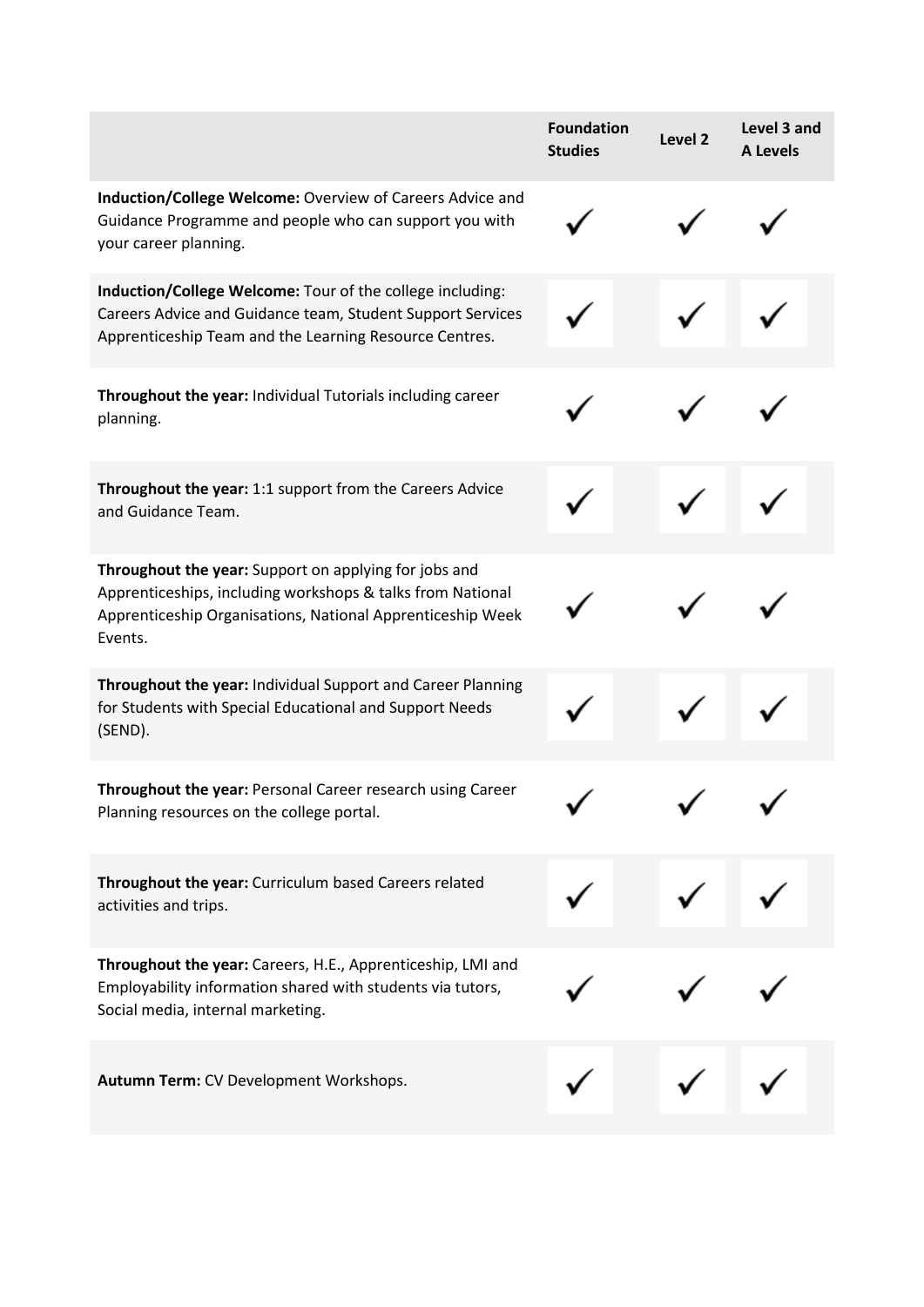| | Foundation Studies | Level 2 | Level 3 and A Levels |
|---|---|---|---|
| **Induction/College Welcome:** Overview of Careers Advice and Guidance Programme and people who can support you with your career planning. | ✓ | ✓ | ✓ |
| **Induction/College Welcome:** Tour of the college including: Careers Advice and Guidance team, Student Support Services Apprenticeship Team and the Learning Resource Centres. | ✓ | ✓ | ✓ |
| **Throughout the year:** Individual Tutorials including career planning. | ✓ | ✓ | ✓ |
| **Throughout the year:** 1:1 support from the Careers Advice and Guidance Team. | ✓ | ✓ | ✓ |
| **Throughout the year:** Support on applying for jobs and Apprenticeships, including workshops & talks from National Apprenticeship Organisations, National Apprenticeship Week Events. | ✓ | ✓ | ✓ |
| **Throughout the year:** Individual Support and Career Planning for Students with Special Educational and Support Needs (SEND). | ✓ | ✓ | ✓ |
| **Throughout the year:** Personal Career research using Career Planning resources on the college portal. | ✓ | ✓ | ✓ |
| **Throughout the year:** Curriculum based Careers related activities and trips. | ✓ | ✓ | ✓ |
| **Throughout the year:** Careers, H.E., Apprenticeship, LMI and Employability information shared with students via tutors, Social media, internal marketing. | ✓ | ✓ | ✓ |
| **Autumn Term:** CV Development Workshops. | ✓ | ✓ | ✓ |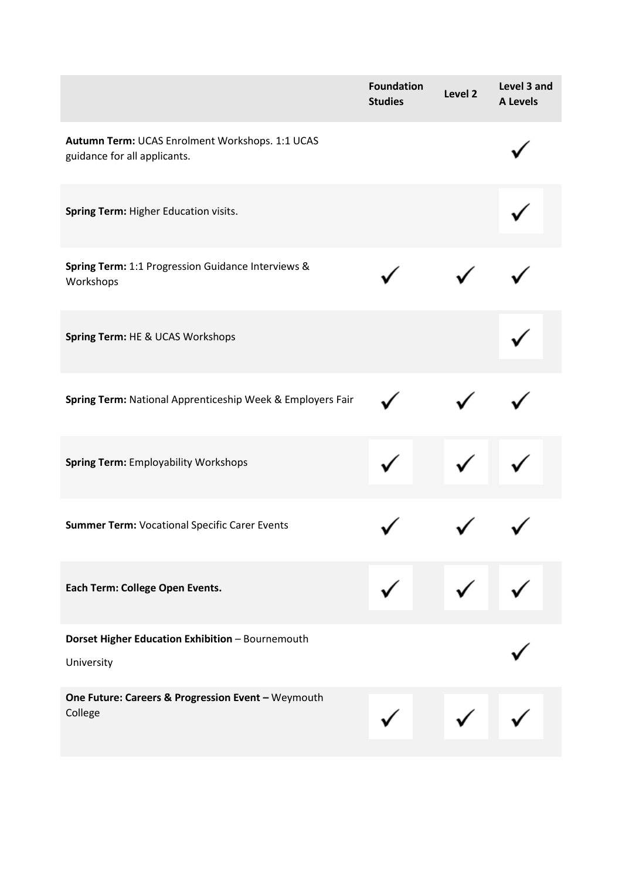| | Foundation Studies | Level 2 | Level 3 and A Levels |
|---|---|---|---|
| **Autumn Term:** UCAS Enrolment Workshops. 1:1 UCAS guidance for all applicants. | | | ✓ |
| **Spring Term:** Higher Education visits. | | | ✓ |
| **Spring Term:** 1:1 Progression Guidance Interviews & Workshops | ✓ | ✓ | ✓ |
| **Spring Term:** HE & UCAS Workshops | | | ✓ |
| **Spring Term:** National Apprenticeship Week & Employers Fair | ✓ | ✓ | ✓ |
| **Spring Term:** Employability Workshops | ✓ | ✓ | ✓ |
| **Summer Term:** Vocational Specific Carer Events | ✓ | ✓ | ✓ |
| **Each Term: College Open Events.** | ✓ | ✓ | ✓ |
| **Dorset Higher Education Exhibition** – Bournemouth University | | | ✓ |
| **One Future: Careers & Progression Event –** Weymouth College | ✓ | ✓ | ✓ |